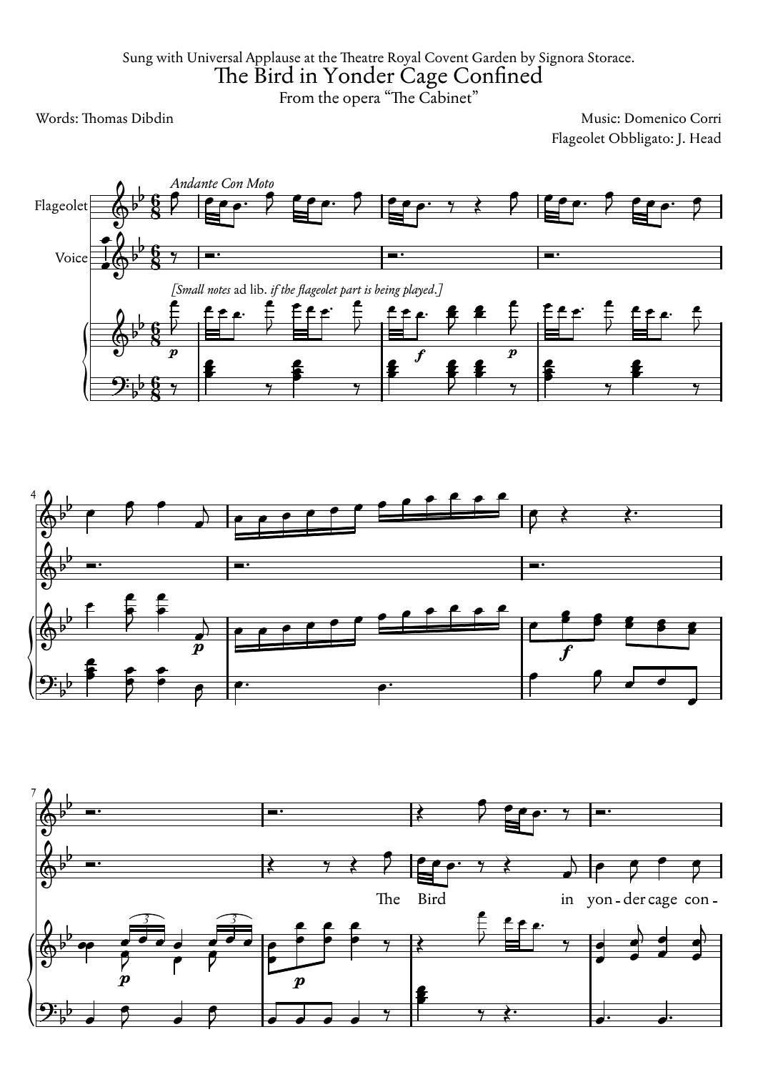Sung with Universal Applause at the Theatre Royal Covent Garden by Signora Storace.

# The Bird in Yonder Cage Confined

From the opera "The Cabinet"

Words: Thomas Dibdin

Music: Domenico Corri

Flageolet Obbligato: J. Head

*Andante Con Moto*

Flageolet

Voice

*[Small notes* ad lib. *if the flageolet part is being played.]*

The Bird in yon-der cage con-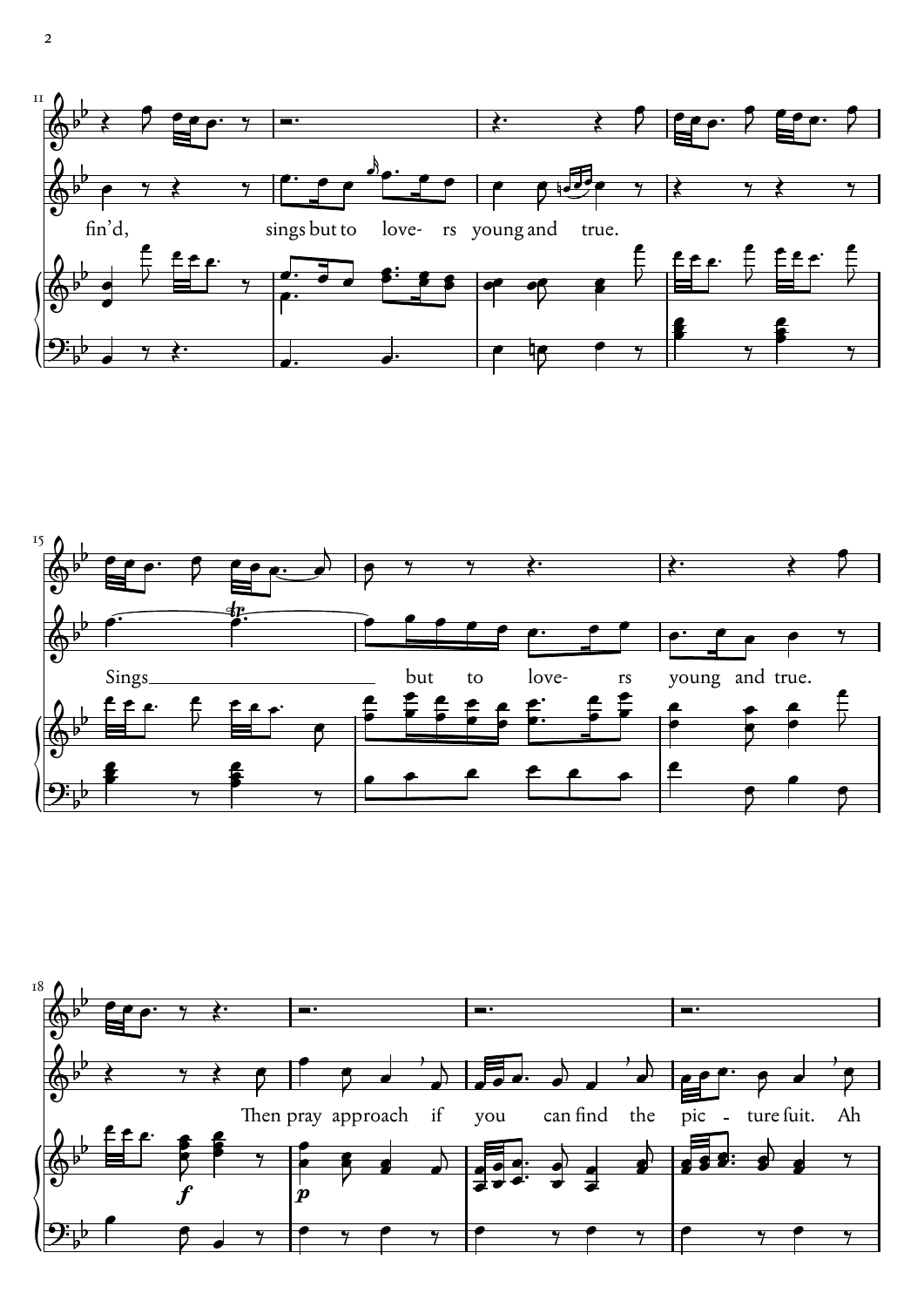fin'd, sings but to love- rs young and true.

Sings ____ but to love- rs young and true.

Then pray approach if you can find the pic - ture fuit. Ah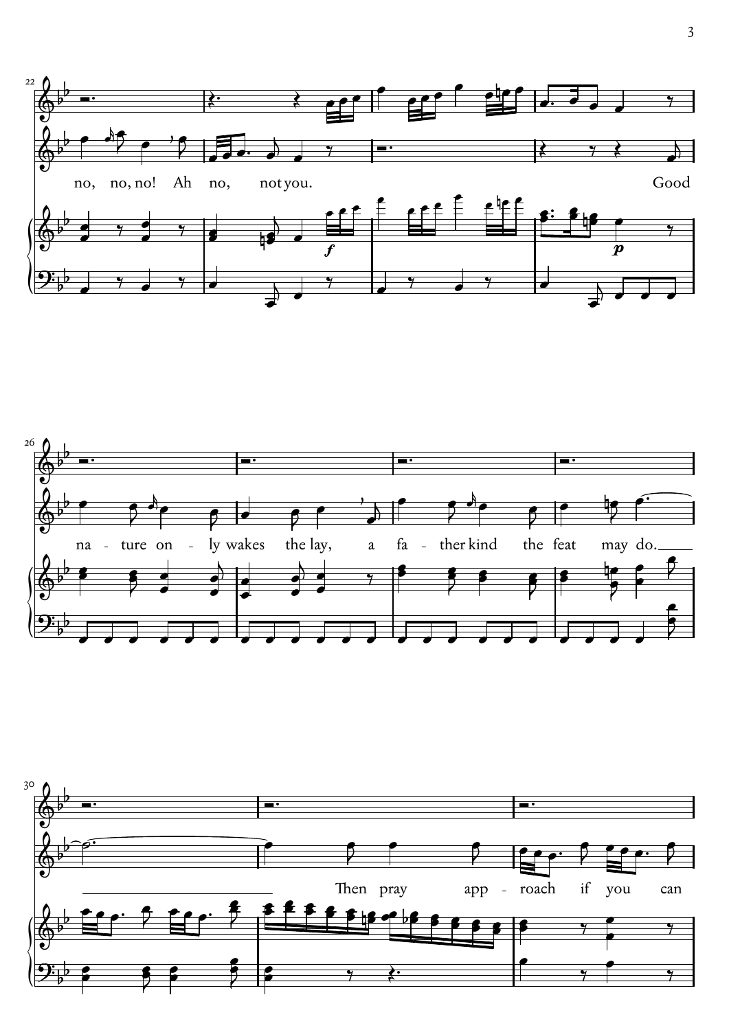no, no, no! Ah no, not you. Good

na - ture on - ly wakes the lay, a fa - ther kind the feat may do.

Then pray app - roach if you can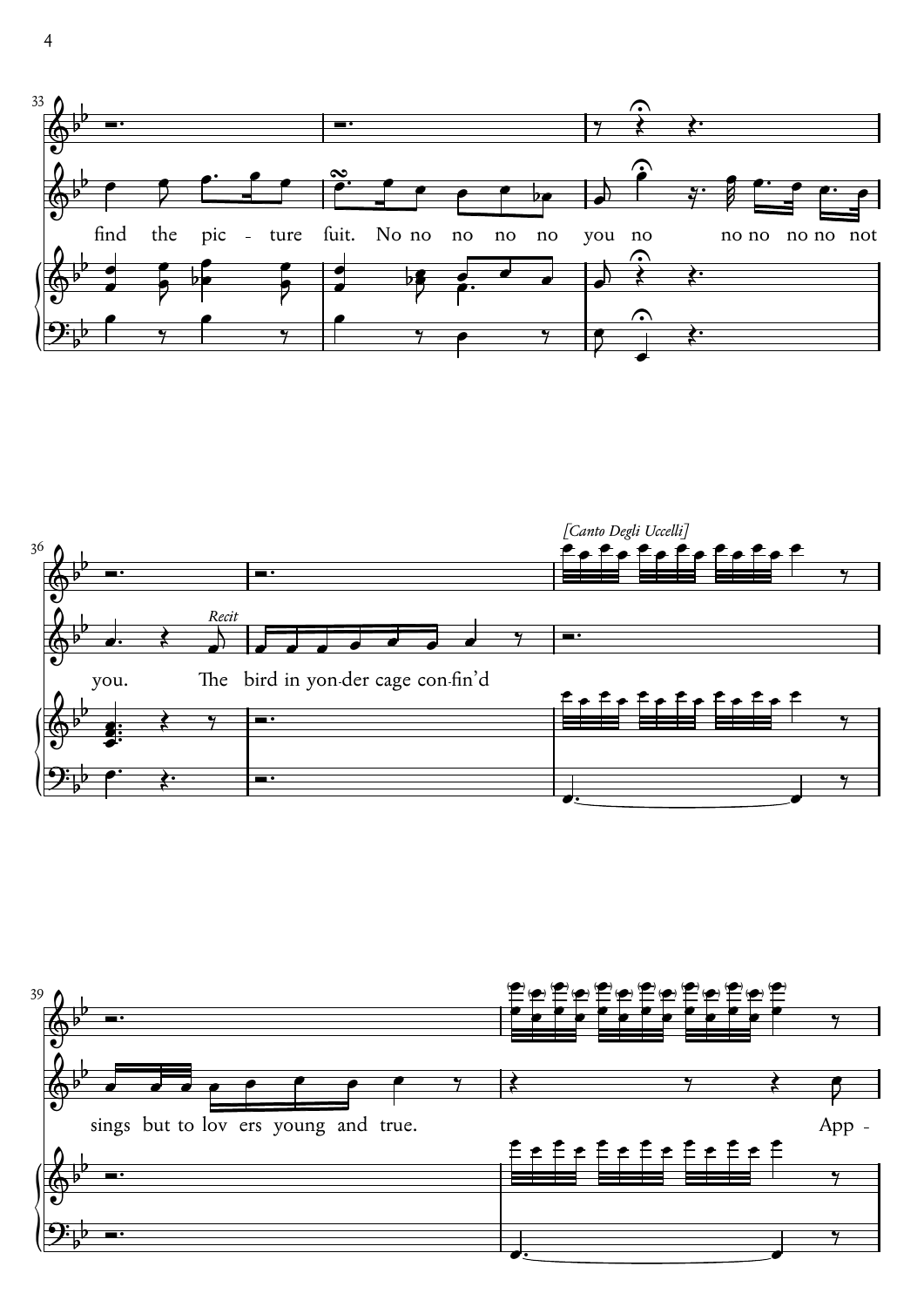find the pic - ture fuit. No no no no no you no no no no no no not

you. *Recit* The bird in yon-der cage con-fin'd

*[Canto Degli Uccelli]*

sings but to lov ers young and true. App -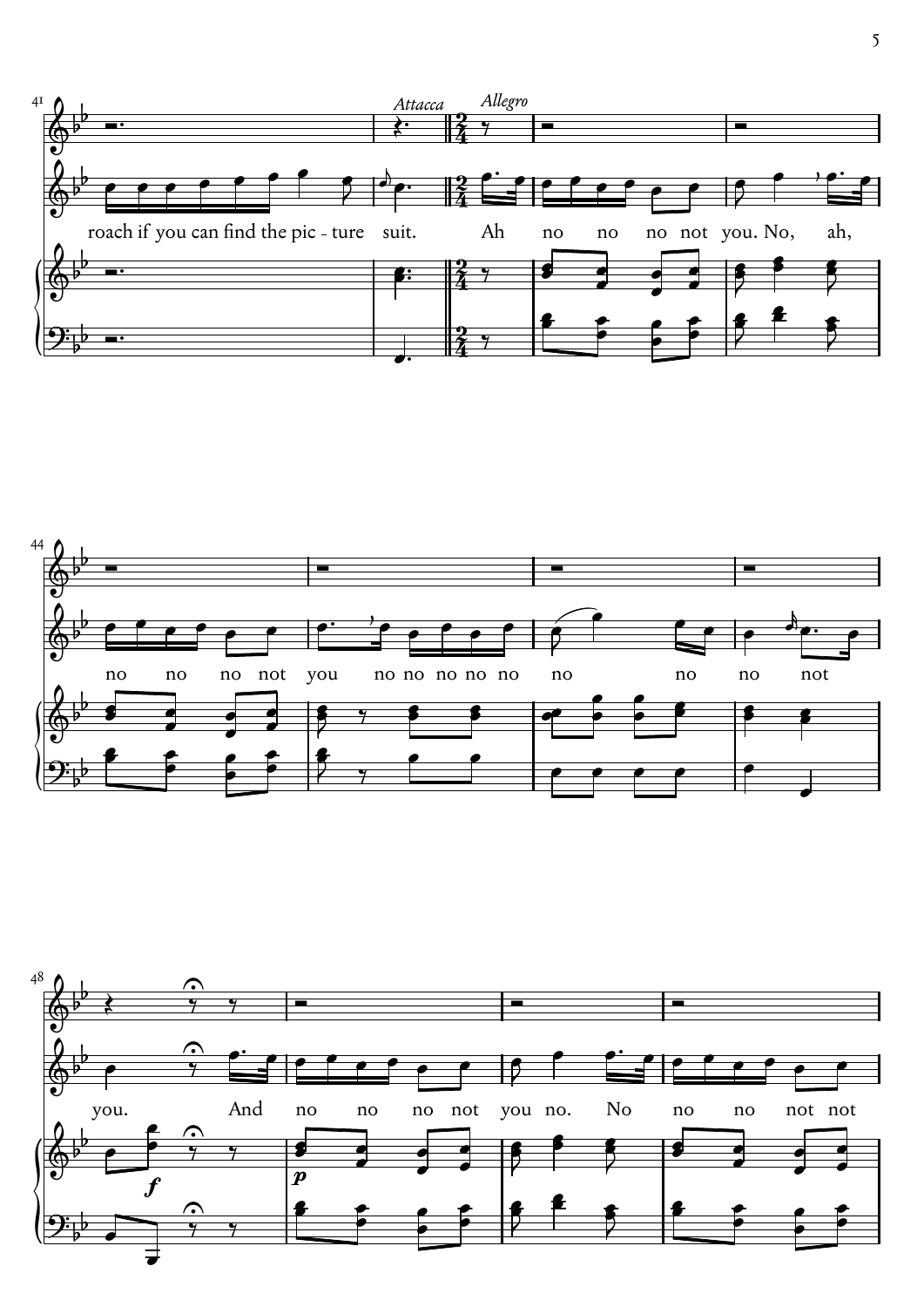*Attacca* *Allegro*

roach if you can find the pic - ture suit. Ah no no no not you. No, ah,

no no no not you no no no no no no no no not

you. And no no no not you no. No no no not not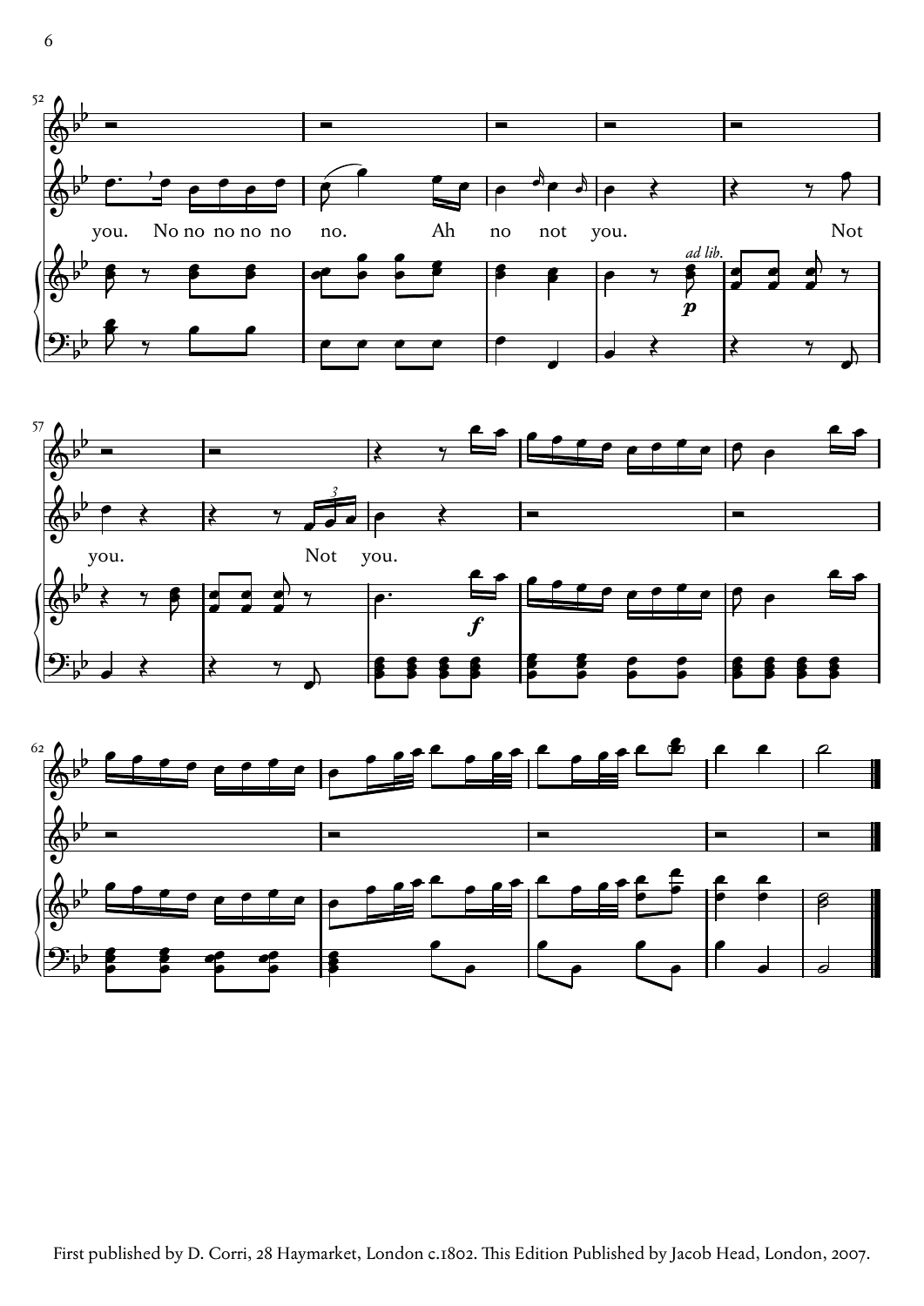you. No no no no no no. Ah no not you. Not

you. Not you.

*ad lib.*